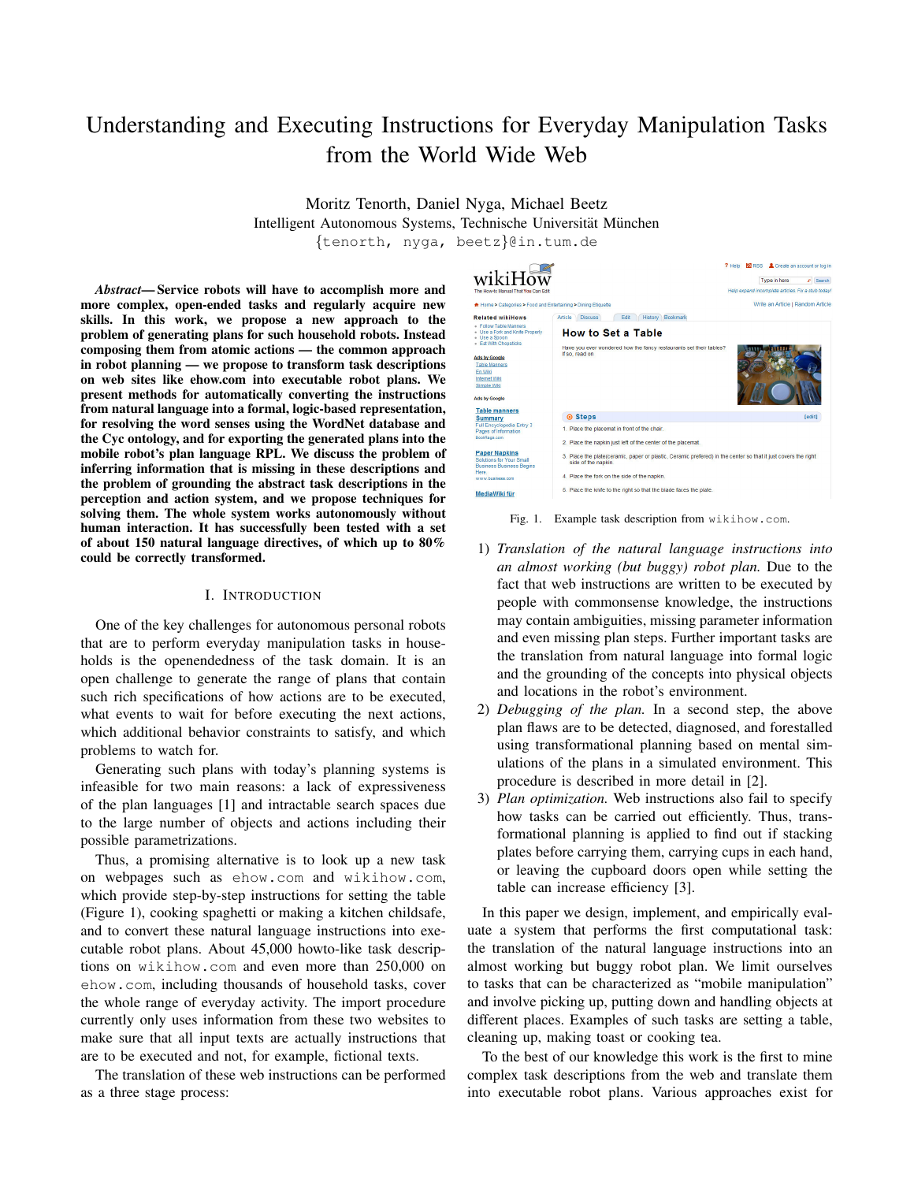# Understanding and Executing Instructions for Everyday Manipulation Tasks from the World Wide Web

Moritz Tenorth, Daniel Nyga, Michael Beetz
Intelligent Autonomous Systems, Technische Universität München
{tenorth, nyga, beetz}@in.tum.de

***Abstract*— Service robots will have to accomplish more and more complex, open-ended tasks and regularly acquire new skills. In this work, we propose a new approach to the problem of generating plans for such household robots. Instead composing them from atomic actions — the common approach in robot planning — we propose to transform task descriptions on web sites like ehow.com into executable robot plans. We present methods for automatically converting the instructions from natural language into a formal, logic-based representation, for resolving the word senses using the WordNet database and the Cyc ontology, and for exporting the generated plans into the mobile robot's plan language RPL. We discuss the problem of inferring information that is missing in these descriptions and the problem of grounding the abstract task descriptions in the perception and action system, and we propose techniques for solving them. The whole system works autonomously without human interaction. It has successfully been tested with a set of about 150 natural language directives, of which up to 80% could be correctly transformed.**

## I. Introduction

One of the key challenges for autonomous personal robots that are to perform everyday manipulation tasks in households is the openendedness of the task domain. It is an open challenge to generate the range of plans that contain such rich specifications of how actions are to be executed, what events to wait for before executing the next actions, which additional behavior constraints to satisfy, and which problems to watch for.

Generating such plans with today's planning systems is infeasible for two main reasons: a lack of expressiveness of the plan languages [1] and intractable search spaces due to the large number of objects and actions including their possible parametrizations.

Thus, a promising alternative is to look up a new task on webpages such as `ehow.com` and `wikihow.com`, which provide step-by-step instructions for setting the table (Figure 1), cooking spaghetti or making a kitchen childsafe, and to convert these natural language howto instructions into executable robot plans. About 45,000 howto-like task descriptions on `wikihow.com` and even more than 250,000 on `ehow.com`, including thousands of household tasks, cover the whole range of everyday activity. The import procedure currently only uses information from these two websites to make sure that all input texts are actually instructions that are to be executed and not, for example, fictional texts.

The translation of these web instructions can be performed as a three stage process:

wikiHow
The How-to Manual That You Can Edit

Home > Categories > Food and Entertaining > Dining Etiquette

How to Set a Table

Have you ever wondered how the fancy restaurants set their tables? If so, read on

Steps

1. Place the placemat in front of the chair.
2. Place the napkin just left of the center of the placemat.
3. Place the plate(ceramic, paper or plastic. Ceramic prefered) in the center so that it just covers the right side of the napkin.
4. Place the fork on the side of the napkin.
5. Place the knife to the right so that the blade faces the plate.

Fig. 1. Example task description from `wikihow.com`.

1) *Translation of the natural language instructions into an almost working (but buggy) robot plan.* Due to the fact that web instructions are written to be executed by people with commonsense knowledge, the instructions may contain ambiguities, missing parameter information and even missing plan steps. Further important tasks are the translation from natural language into formal logic and the grounding of the concepts into physical objects and locations in the robot's environment.
2) *Debugging of the plan.* In a second step, the above plan flaws are to be detected, diagnosed, and forestalled using transformational planning based on mental simulations of the plans in a simulated environment. This procedure is described in more detail in [2].
3) *Plan optimization.* Web instructions also fail to specify how tasks can be carried out efficiently. Thus, transformational planning is applied to find out if stacking plates before carrying them, carrying cups in each hand, or leaving the cupboard doors open while setting the table can increase efficiency [3].

In this paper we design, implement, and empirically evaluate a system that performs the first computational task: the translation of the natural language instructions into an almost working but buggy robot plan. We limit ourselves to tasks that can be characterized as "mobile manipulation" and involve picking up, putting down and handling objects at different places. Examples of such tasks are setting a table, cleaning up, making toast or cooking tea.

To the best of our knowledge this work is the first to mine complex task descriptions from the web and translate them into executable robot plans. Various approaches exist for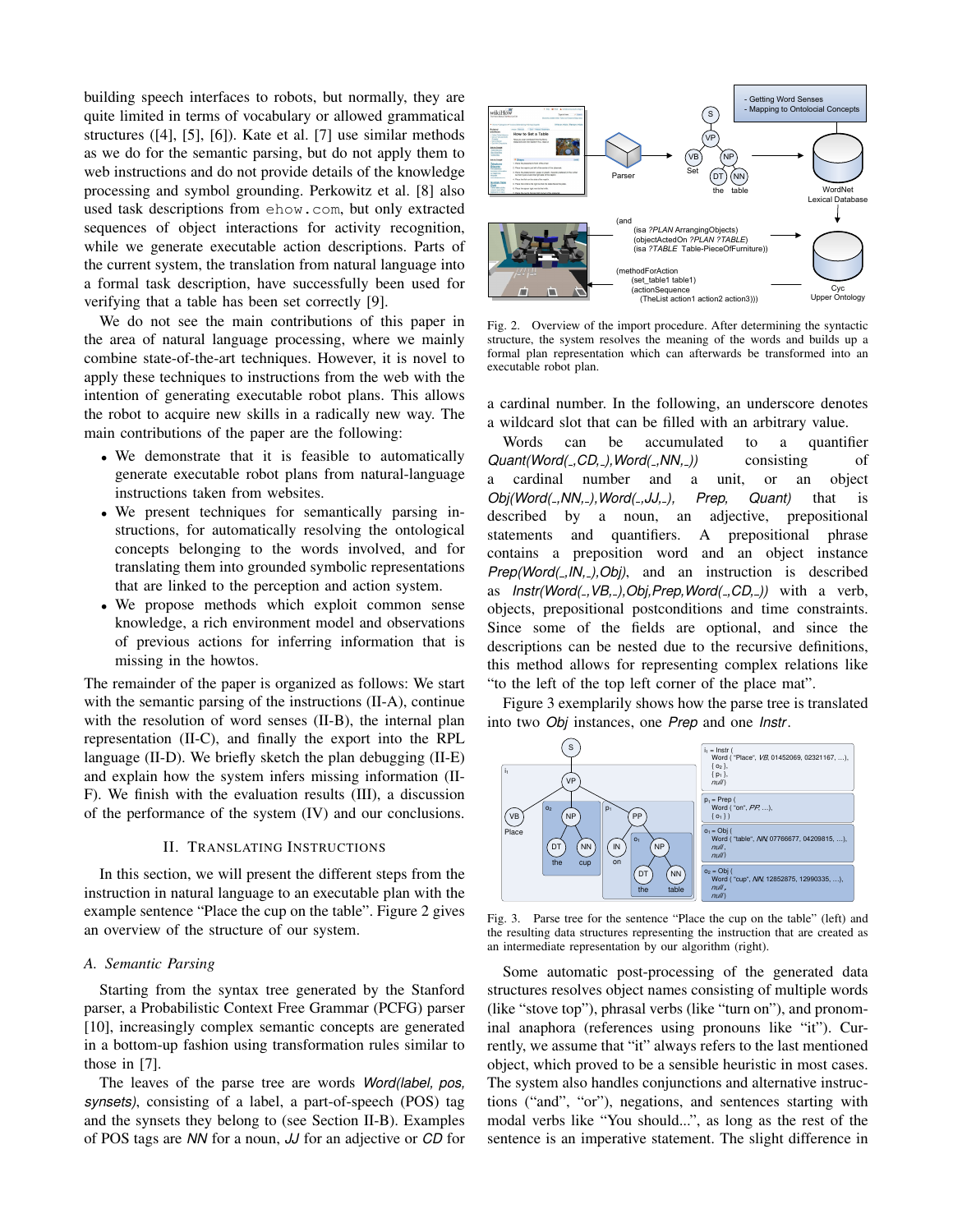building speech interfaces to robots, but normally, they are quite limited in terms of vocabulary or allowed grammatical structures ([4], [5], [6]). Kate et al. [7] use similar methods as we do for the semantic parsing, but do not apply them to web instructions and do not provide details of the knowledge processing and symbol grounding. Perkowitz et al. [8] also used task descriptions from ehow.com, but only extracted sequences of object interactions for activity recognition, while we generate executable action descriptions. Parts of the current system, the translation from natural language into a formal task description, have successfully been used for verifying that a table has been set correctly [9].

We do not see the main contributions of this paper in the area of natural language processing, where we mainly combine state-of-the-art techniques. However, it is novel to apply these techniques to instructions from the web with the intention of generating executable robot plans. This allows the robot to acquire new skills in a radically new way. The main contributions of the paper are the following:

- We demonstrate that it is feasible to automatically generate executable robot plans from natural-language instructions taken from websites.
- We present techniques for semantically parsing instructions, for automatically resolving the ontological concepts belonging to the words involved, and for translating them into grounded symbolic representations that are linked to the perception and action system.
- We propose methods which exploit common sense knowledge, a rich environment model and observations of previous actions for inferring information that is missing in the howtos.

The remainder of the paper is organized as follows: We start with the semantic parsing of the instructions (II-A), continue with the resolution of word senses (II-B), the internal plan representation (II-C), and finally the export into the RPL language (II-D). We briefly sketch the plan debugging (II-E) and explain how the system infers missing information (II-F). We finish with the evaluation results (III), a discussion of the performance of the system (IV) and our conclusions.

## II. Translating Instructions

In this section, we will present the different steps from the instruction in natural language to an executable plan with the example sentence "Place the cup on the table". Figure 2 gives an overview of the structure of our system.

### A. Semantic Parsing

Starting from the syntax tree generated by the Stanford parser, a Probabilistic Context Free Grammar (PCFG) parser [10], increasingly complex semantic concepts are generated in a bottom-up fashion using transformation rules similar to those in [7].

The leaves of the parse tree are words *Word(label, pos, synsets)*, consisting of a label, a part-of-speech (POS) tag and the synsets they belong to (see Section II-B). Examples of POS tags are *NN* for a noun, *JJ* for an adjective or *CD* for a cardinal number. In the following, an underscore denotes a wildcard slot that can be filled with an arbitrary value.

Fig. 2. Overview of the import procedure. After determining the syntactic structure, the system resolves the meaning of the words and builds up a formal plan representation which can afterwards be transformed into an executable robot plan.

Words can be accumulated to a quantifier *Quant(Word(_,CD,_),Word(_,NN,_))* consisting of a cardinal number and a unit, or an object *Obj(Word(_,NN,_),Word(_,JJ,_), Prep, Quant)* that is described by a noun, an adjective, prepositional statements and quantifiers. A prepositional phrase contains a preposition word and an object instance *Prep(Word(_,IN,_),Obj)*, and an instruction is described as *Instr(Word(_,VB,_),Obj,Prep,Word(_,CD,_))* with a verb, objects, prepositional postconditions and time constraints. Since some of the fields are optional, and since the descriptions can be nested due to the recursive definitions, this method allows for representing complex relations like "to the left of the top left corner of the place mat".

Figure 3 exemplarily shows how the parse tree is translated into two *Obj* instances, one *Prep* and one *Instr*.

Fig. 3. Parse tree for the sentence "Place the cup on the table" (left) and the resulting data structures representing the instruction that are created as an intermediate representation by our algorithm (right).

Some automatic post-processing of the generated data structures resolves object names consisting of multiple words (like "stove top"), phrasal verbs (like "turn on"), and pronominal anaphora (references using pronouns like "it"). Currently, we assume that "it" always refers to the last mentioned object, which proved to be a sensible heuristic in most cases. The system also handles conjunctions and alternative instructions ("and", "or"), negations, and sentences starting with modal verbs like "You should...", as long as the rest of the sentence is an imperative statement. The slight difference in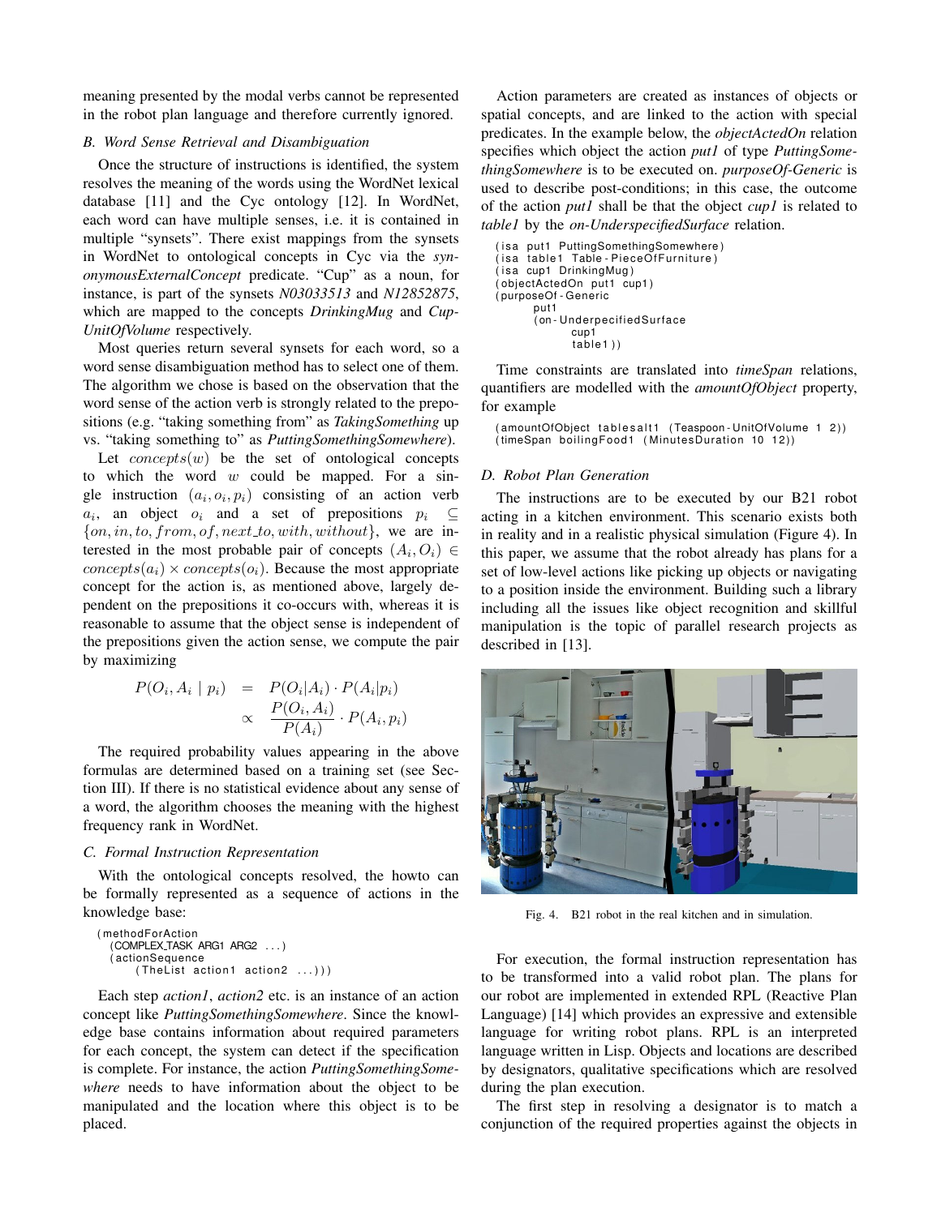meaning presented by the modal verbs cannot be represented in the robot plan language and therefore currently ignored.

### B. Word Sense Retrieval and Disambiguation

Once the structure of instructions is identified, the system resolves the meaning of the words using the WordNet lexical database [11] and the Cyc ontology [12]. In WordNet, each word can have multiple senses, i.e. it is contained in multiple "synsets". There exist mappings from the synsets in WordNet to ontological concepts in Cyc via the *synonymousExternalConcept* predicate. "Cup" as a noun, for instance, is part of the synsets *N03033513* and *N12852875*, which are mapped to the concepts *DrinkingMug* and *Cup-UnitOfVolume* respectively.

Most queries return several synsets for each word, so a word sense disambiguation method has to select one of them. The algorithm we chose is based on the observation that the word sense of the action verb is strongly related to the prepositions (e.g. "taking something from" as *TakingSomething* up vs. "taking something to" as *PuttingSomethingSomewhere*).

Let $concepts(w)$ be the set of ontological concepts to which the word $w$ could be mapped. For a single instruction $(a_i, o_i, p_i)$ consisting of an action verb $a_i$, an object $o_i$ and a set of prepositions $p_i \subseteq \{on, in, to, from, of, next\_to, with, without\}$, we are interested in the most probable pair of concepts $(A_i, O_i) \in concepts(a_i) \times concepts(o_i)$. Because the most appropriate concept for the action is, as mentioned above, largely dependent on the prepositions it co-occurs with, whereas it is reasonable to assume that the object sense is independent of the prepositions given the action sense, we compute the pair by maximizing

$$
\begin{aligned}
P(O_i, A_i \mid p_i) &= P(O_i|A_i) \cdot P(A_i|p_i) \\
&\propto \frac{P(O_i, A_i)}{P(A_i)} \cdot P(A_i, p_i)
\end{aligned}
$$

The required probability values appearing in the above formulas are determined based on a training set (see Section III). If there is no statistical evidence about any sense of a word, the algorithm chooses the meaning with the highest frequency rank in WordNet.

### C. Formal Instruction Representation

With the ontological concepts resolved, the howto can be formally represented as a sequence of actions in the knowledge base:

```
(methodForAction
  (COMPLEX_TASK ARG1 ARG2 ...)
  (actionSequence
     (TheList action1 action2 ...)))
```

Each step *action1*, *action2* etc. is an instance of an action concept like *PuttingSomethingSomewhere*. Since the knowledge base contains information about required parameters for each concept, the system can detect if the specification is complete. For instance, the action *PuttingSomethingSomewhere* needs to have information about the object to be manipulated and the location where this object is to be placed.

Action parameters are created as instances of objects or spatial concepts, and are linked to the action with special predicates. In the example below, the *objectActedOn* relation specifies which object the action *put1* of type *PuttingSomethingSomewhere* is to be executed on. *purposeOf-Generic* is used to describe post-conditions; in this case, the outcome of the action *put1* shall be that the object *cup1* is related to *table1* by the *on-UnderspecifiedSurface* relation.

```
(isa put1 PuttingSomethingSomewhere)
(isa table1 Table-PieceOfFurniture)
(isa cup1 DrinkingMug)
(objectActedOn put1 cup1)
(purposeOf-Generic
      put1
      (on-UnderpecifiedSurface
            cup1
            table1))
```

Time constraints are translated into *timeSpan* relations, quantifiers are modelled with the *amountOfObject* property, for example

```
(amountOfObject tablesalt1 (Teaspoon-UnitOfVolume 1 2))
(timeSpan boilingFood1 (MinutesDuration 10 12))
```

### D. Robot Plan Generation

The instructions are to be executed by our B21 robot acting in a kitchen environment. This scenario exists both in reality and in a realistic physical simulation (Figure 4). In this paper, we assume that the robot already has plans for a set of low-level actions like picking up objects or navigating to a position inside the environment. Building such a library including all the issues like object recognition and skillful manipulation is the topic of parallel research projects as described in [13].

Fig. 4. B21 robot in the real kitchen and in simulation.

For execution, the formal instruction representation has to be transformed into a valid robot plan. The plans for our robot are implemented in extended RPL (Reactive Plan Language) [14] which provides an expressive and extensible language for writing robot plans. RPL is an interpreted language written in Lisp. Objects and locations are described by designators, qualitative specifications which are resolved during the plan execution.

The first step in resolving a designator is to match a conjunction of the required properties against the objects in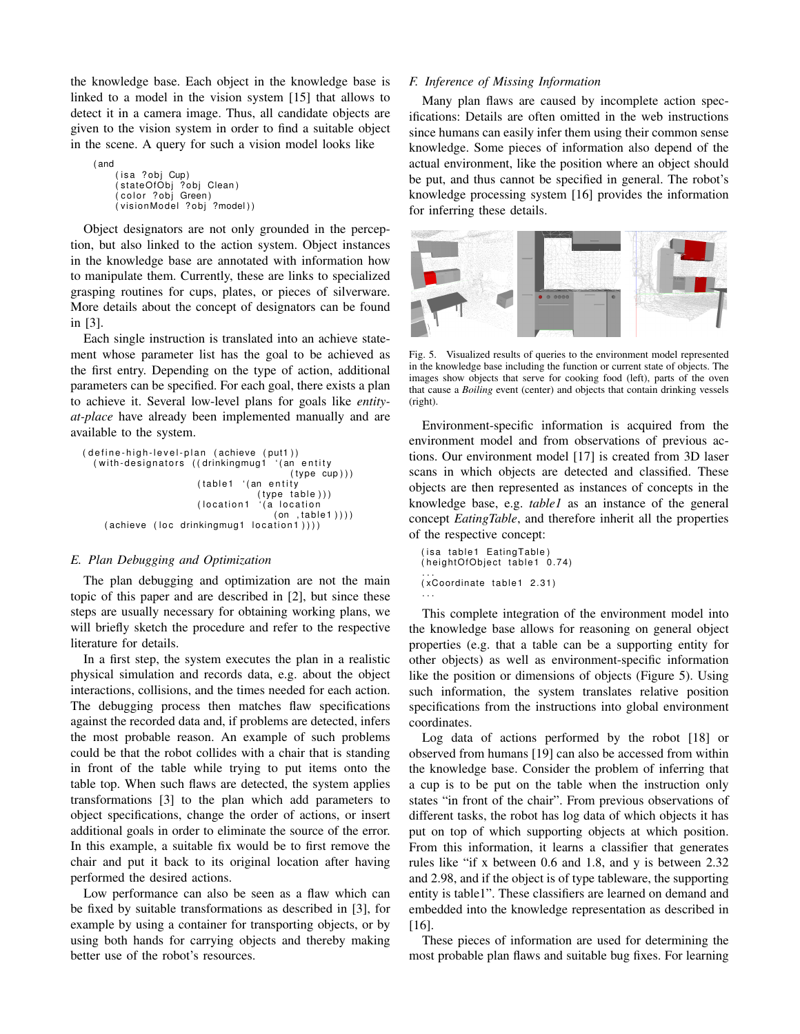the knowledge base. Each object in the knowledge base is linked to a model in the vision system [15] that allows to detect it in a camera image. Thus, all candidate objects are given to the vision system in order to find a suitable object in the scene. A query for such a vision model looks like

```
(and
    (isa ?obj Cup)
    (stateOfObj ?obj Clean)
    (color ?obj Green)
    (visionModel ?obj ?model))
```

Object designators are not only grounded in the perception, but also linked to the action system. Object instances in the knowledge base are annotated with information how to manipulate them. Currently, these are links to specialized grasping routines for cups, plates, or pieces of silverware. More details about the concept of designators can be found in [3].

Each single instruction is translated into an achieve statement whose parameter list has the goal to be achieved as the first entry. Depending on the type of action, additional parameters can be specified. For each goal, there exists a plan to achieve it. Several low-level plans for goals like *entity-at-place* have already been implemented manually and are available to the system.

```
(define-high-level-plan (achieve (put1))
  (with-designators ((drinkingmug1 '(an entity
                                       (type cup)))
                     (table1 '(an entity
                                 (type table)))
                     (location1 '(a location
                                    (on ,table1))))
    (achieve (loc drinkingmug1 location1))))
```

### E. Plan Debugging and Optimization

The plan debugging and optimization are not the main topic of this paper and are described in [2], but since these steps are usually necessary for obtaining working plans, we will briefly sketch the procedure and refer to the respective literature for details.

In a first step, the system executes the plan in a realistic physical simulation and records data, e.g. about the object interactions, collisions, and the times needed for each action. The debugging process then matches flaw specifications against the recorded data and, if problems are detected, infers the most probable reason. An example of such problems could be that the robot collides with a chair that is standing in front of the table while trying to put items onto the table top. When such flaws are detected, the system applies transformations [3] to the plan which add parameters to object specifications, change the order of actions, or insert additional goals in order to eliminate the source of the error. In this example, a suitable fix would be to first remove the chair and put it back to its original location after having performed the desired actions.

Low performance can also be seen as a flaw which can be fixed by suitable transformations as described in [3], for example by using a container for transporting objects, or by using both hands for carrying objects and thereby making better use of the robot's resources.

### F. Inference of Missing Information

Many plan flaws are caused by incomplete action specifications: Details are often omitted in the web instructions since humans can easily infer them using their common sense knowledge. Some pieces of information also depend of the actual environment, like the position where an object should be put, and thus cannot be specified in general. The robot's knowledge processing system [16] provides the information for inferring these details.

Fig. 5. Visualized results of queries to the environment model represented in the knowledge base including the function or current state of objects. The images show objects that serve for cooking food (left), parts of the oven that cause a *Boiling* event (center) and objects that contain drinking vessels (right).

Environment-specific information is acquired from the environment model and from observations of previous actions. Our environment model [17] is created from 3D laser scans in which objects are detected and classified. These objects are then represented as instances of concepts in the knowledge base, e.g. *table1* as an instance of the general concept *EatingTable*, and therefore inherit all the properties of the respective concept:

```
(isa table1 EatingTable)
(heightOfObject table1 0.74)
...
(xCoordinate table1 2.31)
...
```

This complete integration of the environment model into the knowledge base allows for reasoning on general object properties (e.g. that a table can be a supporting entity for other objects) as well as environment-specific information like the position or dimensions of objects (Figure 5). Using such information, the system translates relative position specifications from the instructions into global environment coordinates.

Log data of actions performed by the robot [18] or observed from humans [19] can also be accessed from within the knowledge base. Consider the problem of inferring that a cup is to be put on the table when the instruction only states "in front of the chair". From previous observations of different tasks, the robot has log data of which objects it has put on top of which supporting objects at which position. From this information, it learns a classifier that generates rules like "if x between 0.6 and 1.8, and y is between 2.32 and 2.98, and if the object is of type tableware, the supporting entity is table1". These classifiers are learned on demand and embedded into the knowledge representation as described in [16].

These pieces of information are used for determining the most probable plan flaws and suitable bug fixes. For learning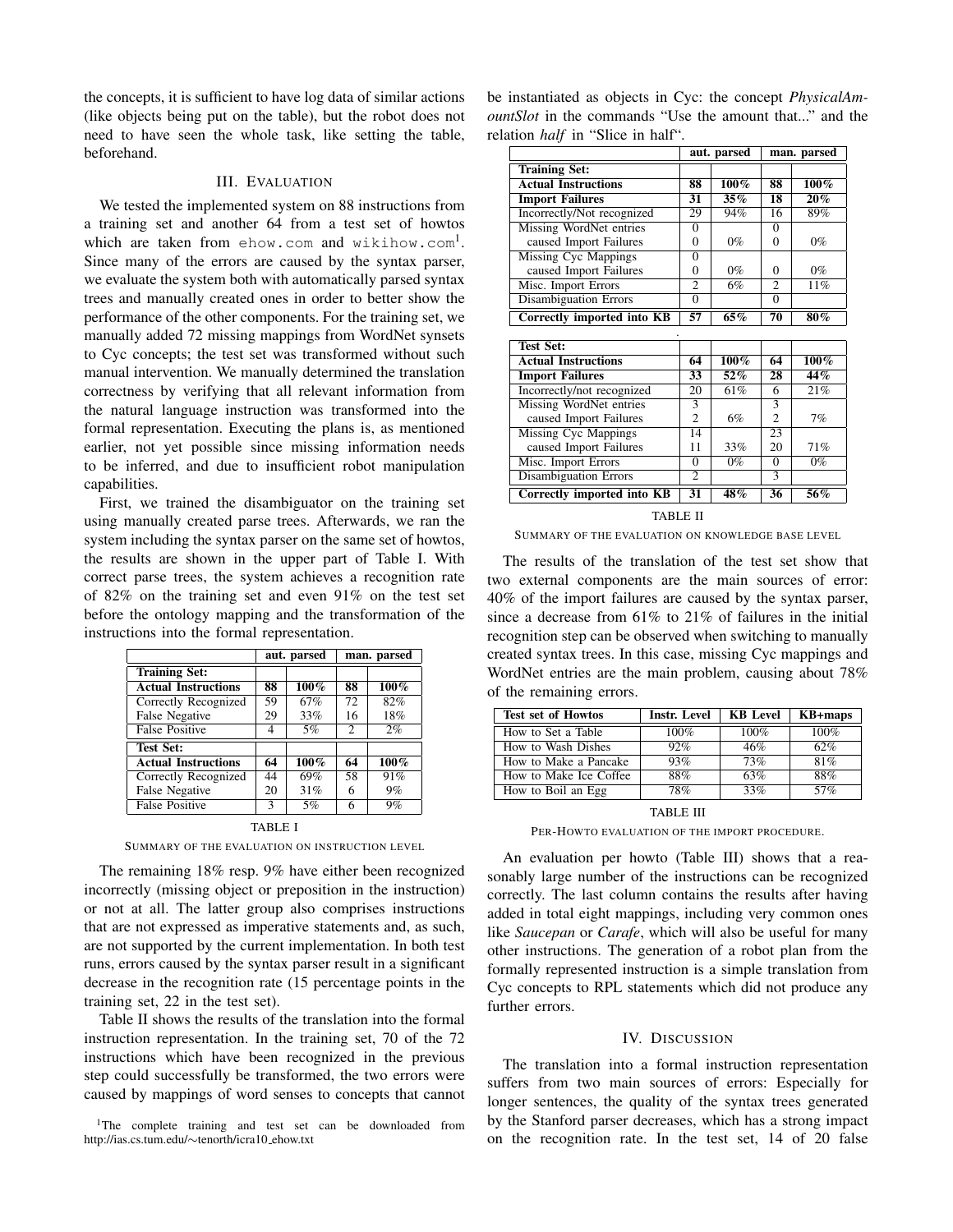the concepts, it is sufficient to have log data of similar actions (like objects being put on the table), but the robot does not need to have seen the whole task, like setting the table, beforehand.

## III. Evaluation

We tested the implemented system on 88 instructions from a training set and another 64 from a test set of howtos which are taken from ehow.com and wikihow.com[1]. Since many of the errors are caused by the syntax parser, we evaluate the system both with automatically parsed syntax trees and manually created ones in order to better show the performance of the other components. For the training set, we manually added 72 missing mappings from WordNet synsets to Cyc concepts; the test set was transformed without such manual intervention. We manually determined the translation correctness by verifying that all relevant information from the natural language instruction was transformed into the formal representation. Executing the plans is, as mentioned earlier, not yet possible since missing information needs to be inferred, and due to insufficient robot manipulation capabilities.

First, we trained the disambiguator on the training set using manually created parse trees. Afterwards, we ran the system including the syntax parser on the same set of howtos, the results are shown in the upper part of Table I. With correct parse trees, the system achieves a recognition rate of 82% on the training set and even 91% on the test set before the ontology mapping and the transformation of the instructions into the formal representation.

| | aut. parsed | | man. parsed | |
|---|---|---|---|---|
| **Training Set:** | | | | |
| **Actual Instructions** | **88** | **100%** | **88** | **100%** |
| Correctly Recognized | 59 | 67% | 72 | 82% |
| False Negative | 29 | 33% | 16 | 18% |
| False Positive | 4 | 5% | 2 | 2% |
| **Test Set:** | | | | |
| **Actual Instructions** | **64** | **100%** | **64** | **100%** |
| Correctly Recognized | 44 | 69% | 58 | 91% |
| False Negative | 20 | 31% | 6 | 9% |
| False Positive | 3 | 5% | 6 | 9% |

TABLE I

Summary of the evaluation on instruction level

The remaining 18% resp. 9% have either been recognized incorrectly (missing object or preposition in the instruction) or not at all. The latter group also comprises instructions that are not expressed as imperative statements and, as such, are not supported by the current implementation. In both test runs, errors caused by the syntax parser result in a significant decrease in the recognition rate (15 percentage points in the training set, 22 in the test set).

Table II shows the results of the translation into the formal instruction representation. In the training set, 70 of the 72 instructions which have been recognized in the previous step could successfully be transformed, the two errors were caused by mappings of word senses to concepts that cannot be instantiated as objects in Cyc: the concept *PhysicalAmountSlot* in the commands "Use the amount that..." and the relation *half* in "Slice in half".

| | aut. parsed | | man. parsed | |
|---|---|---|---|---|
| **Training Set:** | | | | |
| **Actual Instructions** | **88** | **100%** | **88** | **100%** |
| **Import Failures** | **31** | **35%** | **18** | **20%** |
| Incorrectly/Not recognized | 29 | 94% | 16 | 89% |
| Missing WordNet entries | 0 | | 0 | |
| caused Import Failures | 0 | 0% | 0 | 0% |
| Missing Cyc Mappings | 0 | | | |
| caused Import Failures | 0 | 0% | 0 | 0% |
| Misc. Import Errors | 2 | 6% | 2 | 11% |
| Disambiguation Errors | 0 | | 0 | |
| **Correctly imported into KB** | **57** | **65%** | **70** | **80%** |
| **Test Set:** | | | | |
| **Actual Instructions** | **64** | **100%** | **64** | **100%** |
| **Import Failures** | **33** | **52%** | **28** | **44%** |
| Incorrectly/not recognized | 20 | 61% | 6 | 21% |
| Missing WordNet entries | 3 | | 3 | |
| caused Import Failures | 2 | 6% | 2 | 7% |
| Missing Cyc Mappings | 14 | | 23 | |
| caused Import Failures | 11 | 33% | 20 | 71% |
| Misc. Import Errors | 0 | 0% | 0 | 0% |
| Disambiguation Errors | 2 | | 3 | |
| **Correctly imported into KB** | **31** | **48%** | **36** | **56%** |

TABLE II

Summary of the evaluation on knowledge base level

The results of the translation of the test set show that two external components are the main sources of error: 40% of the import failures are caused by the syntax parser, since a decrease from 61% to 21% of failures in the initial recognition step can be observed when switching to manually created syntax trees. In this case, missing Cyc mappings and WordNet entries are the main problem, causing about 78% of the remaining errors.

| Test set of Howtos | Instr. Level | KB Level | KB+maps |
|---|---|---|---|
| How to Set a Table | 100% | 100% | 100% |
| How to Wash Dishes | 92% | 46% | 62% |
| How to Make a Pancake | 93% | 73% | 81% |
| How to Make Ice Coffee | 88% | 63% | 88% |
| How to Boil an Egg | 78% | 33% | 57% |

TABLE III

Per-howto evaluation of the import procedure.

An evaluation per howto (Table III) shows that a reasonably large number of the instructions can be recognized correctly. The last column contains the results after having added in total eight mappings, including very common ones like *Saucepan* or *Carafe*, which will also be useful for many other instructions. The generation of a robot plan from the formally represented instruction is a simple translation from Cyc concepts to RPL statements which did not produce any further errors.

## IV. Discussion

The translation into a formal instruction representation suffers from two main sources of errors: Especially for longer sentences, the quality of the syntax trees generated by the Stanford parser decreases, which has a strong impact on the recognition rate. In the test set, 14 of 20 false

[1]The complete training and test set can be downloaded from http://ias.cs.tum.edu/~tenorth/icra10_ehow.txt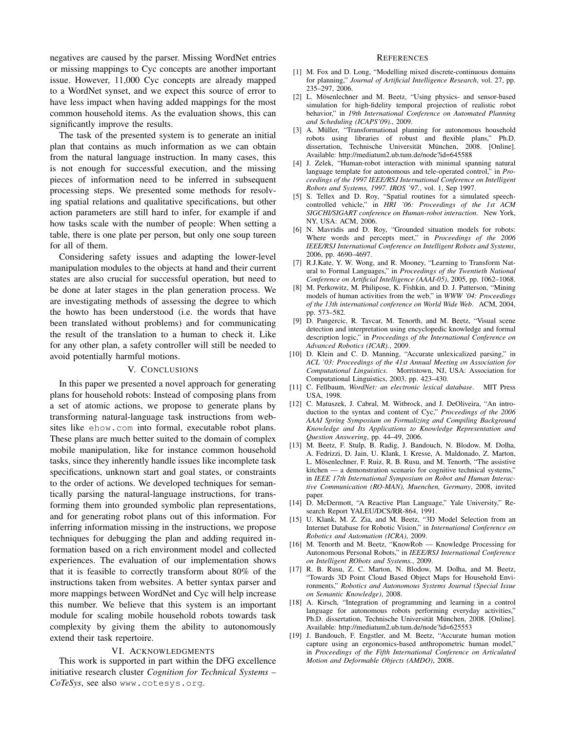negatives are caused by the parser. Missing WordNet entries or missing mappings to Cyc concepts are another important issue. However, 11,000 Cyc concepts are already mapped to a WordNet synset, and we expect this source of error to have less impact when having added mappings for the most common household items. As the evaluation shows, this can significantly improve the results.

The task of the presented system is to generate an initial plan that contains as much information as we can obtain from the natural language instruction. In many cases, this is not enough for successful execution, and the missing pieces of information need to be inferred in subsequent processing steps. We presented some methods for resolving spatial relations and qualitative specifications, but other action parameters are still hard to infer, for example if and how tasks scale with the number of people: When setting a table, there is one plate per person, but only one soup tureen for all of them.

Considering safety issues and adapting the lower-level manipulation modules to the objects at hand and their current states are also crucial for successful operation, but need to be done at later stages in the plan generation process. We are investigating methods of assessing the degree to which the howto has been understood (i.e. the words that have been translated without problems) and for communicating the result of the translation to a human to check it. Like for any other plan, a safety controller will still be needed to avoid potentially harmful motions.

## V. Conclusions

In this paper we presented a novel approach for generating plans for household robots: Instead of composing plans from a set of atomic actions, we propose to generate plans by transforming natural-language task instructions from websites like `ehow.com` into formal, executable robot plans. These plans are much better suited to the domain of complex mobile manipulation, like for instance common household tasks, since they inherently handle issues like incomplete task specifications, unknown start and goal states, or constraints to the order of actions. We developed techniques for semantically parsing the natural-language instructions, for transforming them into grounded symbolic plan representations, and for generating robot plans out of this information. For inferring information missing in the instructions, we propose techniques for debugging the plan and adding required information based on a rich environment model and collected experiences. The evaluation of our implementation shows that it is feasible to correctly transform about 80% of the instructions taken from websites. A better syntax parser and more mappings between WordNet and Cyc will help increase this number. We believe that this system is an important module for scaling mobile household robots towards task complexity by giving them the ability to autonomously extend their task repertoire.

## VI. Acknowledgments

This work is supported in part within the DFG excellence initiative research cluster *Cognition for Technical Systems – CoTeSys*, see also `www.cotesys.org`.

## References

[1] M. Fox and D. Long, "Modelling mixed discrete-continuous domains for planning," *Journal of Artificial Intelligence Research*, vol. 27, pp. 235–297, 2006.

[2] L. Mösenlechner and M. Beetz, "Using physics- and sensor-based simulation for high-fidelity temporal projection of realistic robot behavior," in *19th International Conference on Automated Planning and Scheduling (ICAPS'09).*, 2009.

[3] A. Müller, "Transformational planning for autonomous household robots using libraries of robust and flexible plans," Ph.D. dissertation, Technische Universität München, 2008. [Online]. Available: http://mediatum2.ub.tum.de/node?id=645588

[4] J. Zelek, "Human-robot interaction with minimal spanning natural language template for autonomous and tele-operated control," in *Proceedings of the 1997 IEEE/RSJ International Conference on Intelligent Robots and Systems, 1997. IROS '97.*, vol. 1, Sep 1997.

[5] S. Tellex and D. Roy, "Spatial routines for a simulated speech-controlled vehicle," in *HRI '06: Proceedings of the 1st ACM SIGCHI/SIGART conference on Human-robot interaction*. New York, NY, USA: ACM, 2006.

[6] N. Mavridis and D. Roy, "Grounded situation models for robots: Where words and percepts meet," in *Proceedings of the 2006 IEEE/RSJ International Conference on Intelligent Robots and Systems*, 2006, pp. 4690–4697.

[7] R.J.Kate, Y. W. Wong, and R. Mooney, "Learning to Transform Natural to Formal Languages," in *Proceedings of the Twentieth National Conference on Artificial Intelligence (AAAI-05)*, 2005, pp. 1062–1068.

[8] M. Perkowitz, M. Philipose, K. Fishkin, and D. J. Patterson, "Mining models of human activities from the web," in *WWW '04: Proceedings of the 13th international conference on World Wide Web*. ACM, 2004, pp. 573–582.

[9] D. Pangercic, R. Tavcar, M. Tenorth, and M. Beetz, "Visual scene detection and interpretation using encyclopedic knowledge and formal description logic," in *Proceedings of the International Conference on Advanced Robotics (ICAR).*, 2009.

[10] D. Klein and C. D. Manning, "Accurate unlexicalized parsing," in *ACL '03: Proceedings of the 41st Annual Meeting on Association for Computational Linguistics*. Morristown, NJ, USA: Association for Computational Linguistics, 2003, pp. 423–430.

[11] C. Fellbaum, *WordNet: an electronic lexical database*. MIT Press USA, 1998.

[12] C. Matuszek, J. Cabral, M. Witbrock, and J. DeOliveira, "An introduction to the syntax and content of Cyc," *Proceedings of the 2006 AAAI Spring Symposium on Formalizing and Compiling Background Knowledge and Its Applications to Knowledge Representation and Question Answering*, pp. 44–49, 2006.

[13] M. Beetz, F. Stulp, B. Radig, J. Bandouch, N. Blodow, M. Dolha, A. Fedrizzi, D. Jain, U. Klank, I. Kresse, A. Maldonado, Z. Marton, L. Mösenlechner, F. Ruiz, R. B. Rusu, and M. Tenorth, "The assistive kitchen — a demonstration scenario for cognitive technical systems," in *IEEE 17th International Symposium on Robot and Human Interactive Communication (RO-MAN), Muenchen, Germany*, 2008, invited paper.

[14] D. McDermott, "A Reactive Plan Language," Yale University," Research Report YALEU/DCS/RR-864, 1991.

[15] U. Klank, M. Z. Zia, and M. Beetz, "3D Model Selection from an Internet Database for Robotic Vision," in *International Conference on Robotics and Automation (ICRA)*, 2009.

[16] M. Tenorth and M. Beetz, "KnowRob — Knowledge Processing for Autonomous Personal Robots," in *IEEE/RSJ International Conference on Intelligent RObots and Systems.*, 2009.

[17] R. B. Rusu, Z. C. Marton, N. Blodow, M. Dolha, and M. Beetz, "Towards 3D Point Cloud Based Object Maps for Household Environments," *Robotics and Autonomous Systems Journal (Special Issue on Semantic Knowledge)*, 2008.

[18] A. Kirsch, "Integration of programming and learning in a control language for autonomous robots performing everyday activities," Ph.D. dissertation, Technische Universität München, 2008. [Online]. Available: http://mediatum2.ub.tum.de/node?id=625553

[19] J. Bandouch, F. Engstler, and M. Beetz, "Accurate human motion capture using an ergonomics-based anthropometric human model," in *Proceedings of the Fifth International Conference on Articulated Motion and Deformable Objects (AMDO)*, 2008.